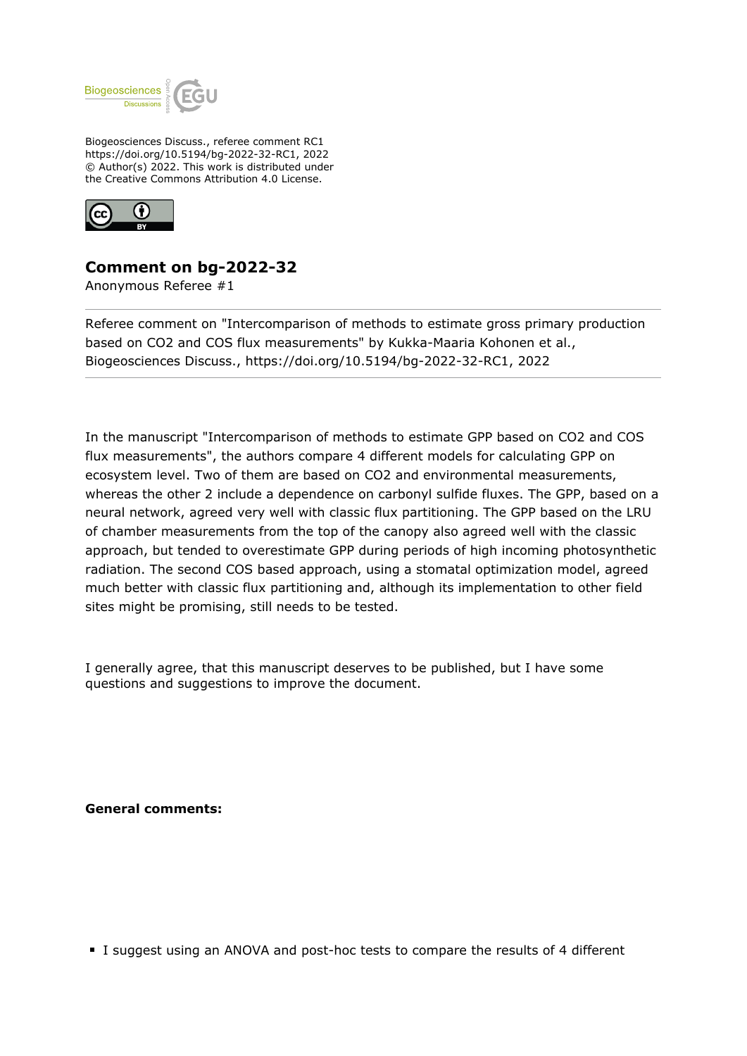Biogeosciences Discuss., referee comment RC1
https://doi.org/10.5194/bg-2022-32-RC1, 2022
© Author(s) 2022. This work is distributed under
the Creative Commons Attribution 4.0 License.

## Comment on bg-2022-32

Anonymous Referee #1

Referee comment on "Intercomparison of methods to estimate gross primary production based on CO2 and COS flux measurements" by Kukka-Maaria Kohonen et al., Biogeosciences Discuss., https://doi.org/10.5194/bg-2022-32-RC1, 2022

In the manuscript "Intercomparison of methods to estimate GPP based on CO2 and COS flux measurements", the authors compare 4 different models for calculating GPP on ecosystem level. Two of them are based on CO2 and environmental measurements, whereas the other 2 include a dependence on carbonyl sulfide fluxes. The GPP, based on a neural network, agreed very well with classic flux partitioning. The GPP based on the LRU of chamber measurements from the top of the canopy also agreed well with the classic approach, but tended to overestimate GPP during periods of high incoming photosynthetic radiation. The second COS based approach, using a stomatal optimization model, agreed much better with classic flux partitioning and, although its implementation to other field sites might be promising, still needs to be tested.

I generally agree, that this manuscript deserves to be published, but I have some questions and suggestions to improve the document.

**General comments:**

- I suggest using an ANOVA and post-hoc tests to compare the results of 4 different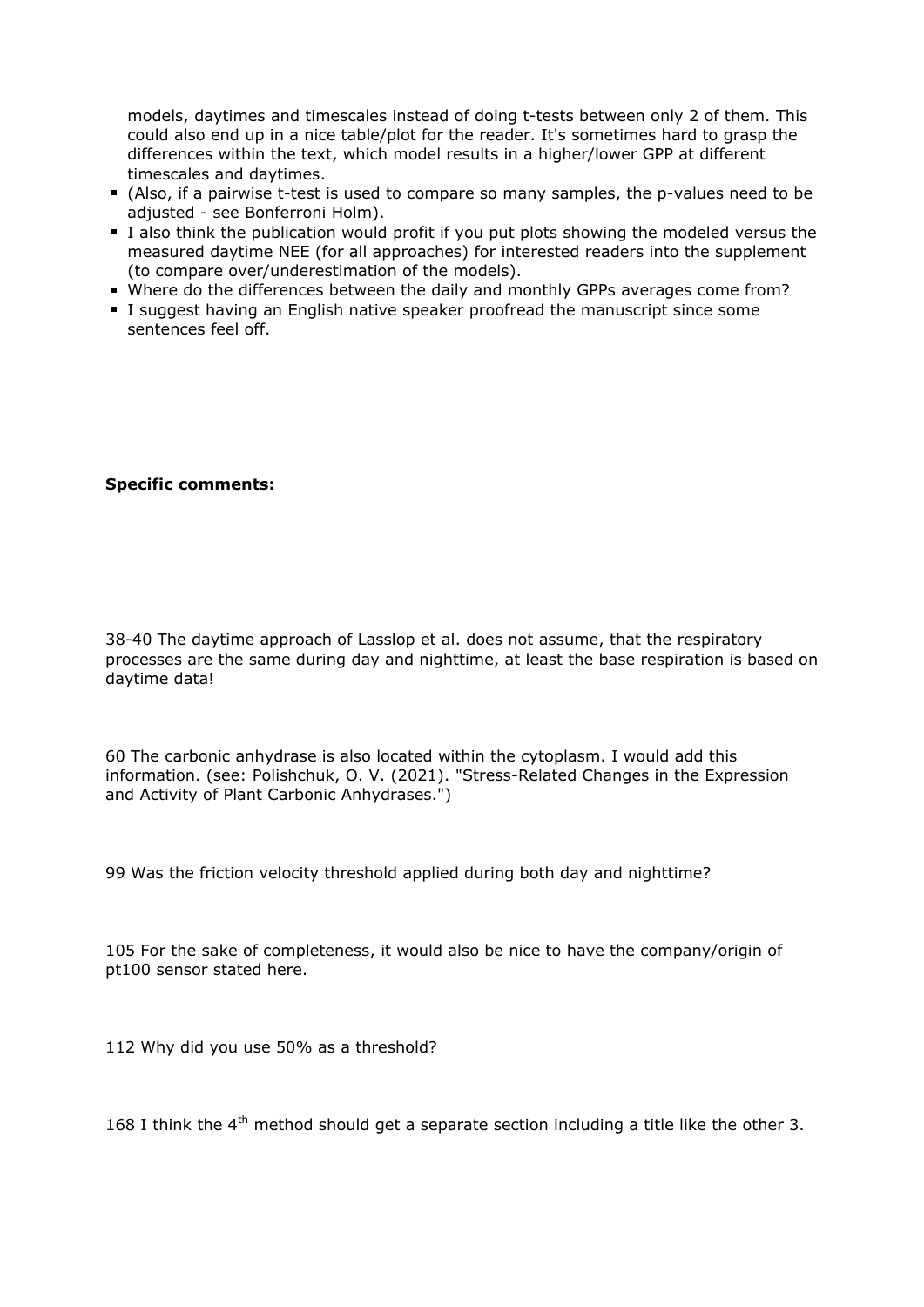models, daytimes and timescales instead of doing t-tests between only 2 of them. This could also end up in a nice table/plot for the reader. It's sometimes hard to grasp the differences within the text, which model results in a higher/lower GPP at different timescales and daytimes.

- (Also, if a pairwise t-test is used to compare so many samples, the p-values need to be adjusted - see Bonferroni Holm).
- I also think the publication would profit if you put plots showing the modeled versus the measured daytime NEE (for all approaches) for interested readers into the supplement (to compare over/underestimation of the models).
- Where do the differences between the daily and monthly GPPs averages come from?
- I suggest having an English native speaker proofread the manuscript since some sentences feel off.

**Specific comments:**

38-40 The daytime approach of Lasslop et al. does not assume, that the respiratory processes are the same during day and nighttime, at least the base respiration is based on daytime data!

60 The carbonic anhydrase is also located within the cytoplasm. I would add this information. (see: Polishchuk, O. V. (2021). "Stress-Related Changes in the Expression and Activity of Plant Carbonic Anhydrases.")

99 Was the friction velocity threshold applied during both day and nighttime?

105 For the sake of completeness, it would also be nice to have the company/origin of pt100 sensor stated here.

112 Why did you use 50% as a threshold?

168 I think the 4$^{th}$ method should get a separate section including a title like the other 3.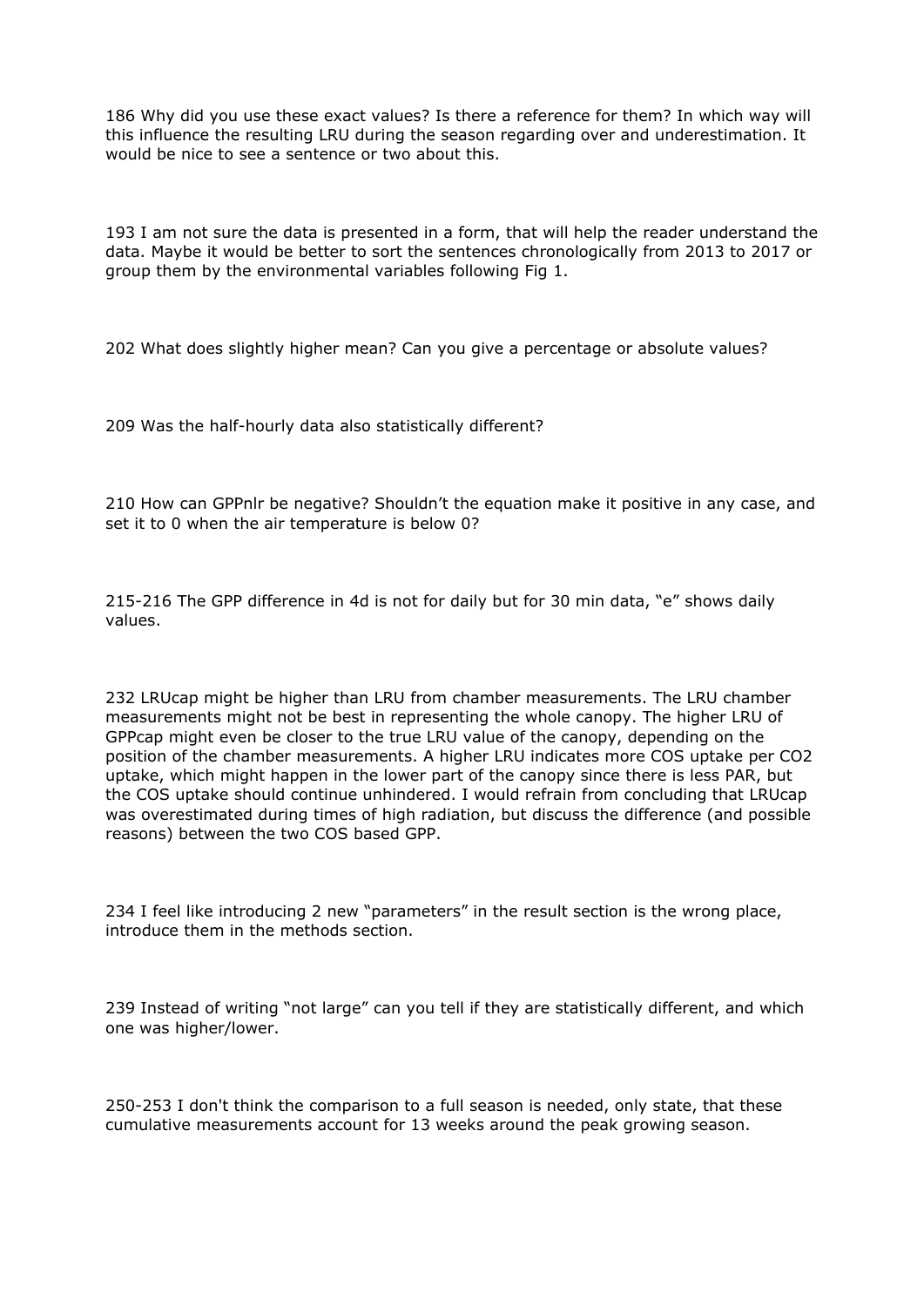186 Why did you use these exact values? Is there a reference for them? In which way will this influence the resulting LRU during the season regarding over and underestimation. It would be nice to see a sentence or two about this.

193 I am not sure the data is presented in a form, that will help the reader understand the data. Maybe it would be better to sort the sentences chronologically from 2013 to 2017 or group them by the environmental variables following Fig 1.

202 What does slightly higher mean? Can you give a percentage or absolute values?

209 Was the half-hourly data also statistically different?

210 How can GPPnlr be negative? Shouldn't the equation make it positive in any case, and set it to 0 when the air temperature is below 0?

215-216 The GPP difference in 4d is not for daily but for 30 min data, "e" shows daily values.

232 LRUcap might be higher than LRU from chamber measurements. The LRU chamber measurements might not be best in representing the whole canopy. The higher LRU of GPPcap might even be closer to the true LRU value of the canopy, depending on the position of the chamber measurements. A higher LRU indicates more COS uptake per CO2 uptake, which might happen in the lower part of the canopy since there is less PAR, but the COS uptake should continue unhindered. I would refrain from concluding that LRUcap was overestimated during times of high radiation, but discuss the difference (and possible reasons) between the two COS based GPP.

234 I feel like introducing 2 new "parameters" in the result section is the wrong place, introduce them in the methods section.

239 Instead of writing "not large" can you tell if they are statistically different, and which one was higher/lower.

250-253 I don't think the comparison to a full season is needed, only state, that these cumulative measurements account for 13 weeks around the peak growing season.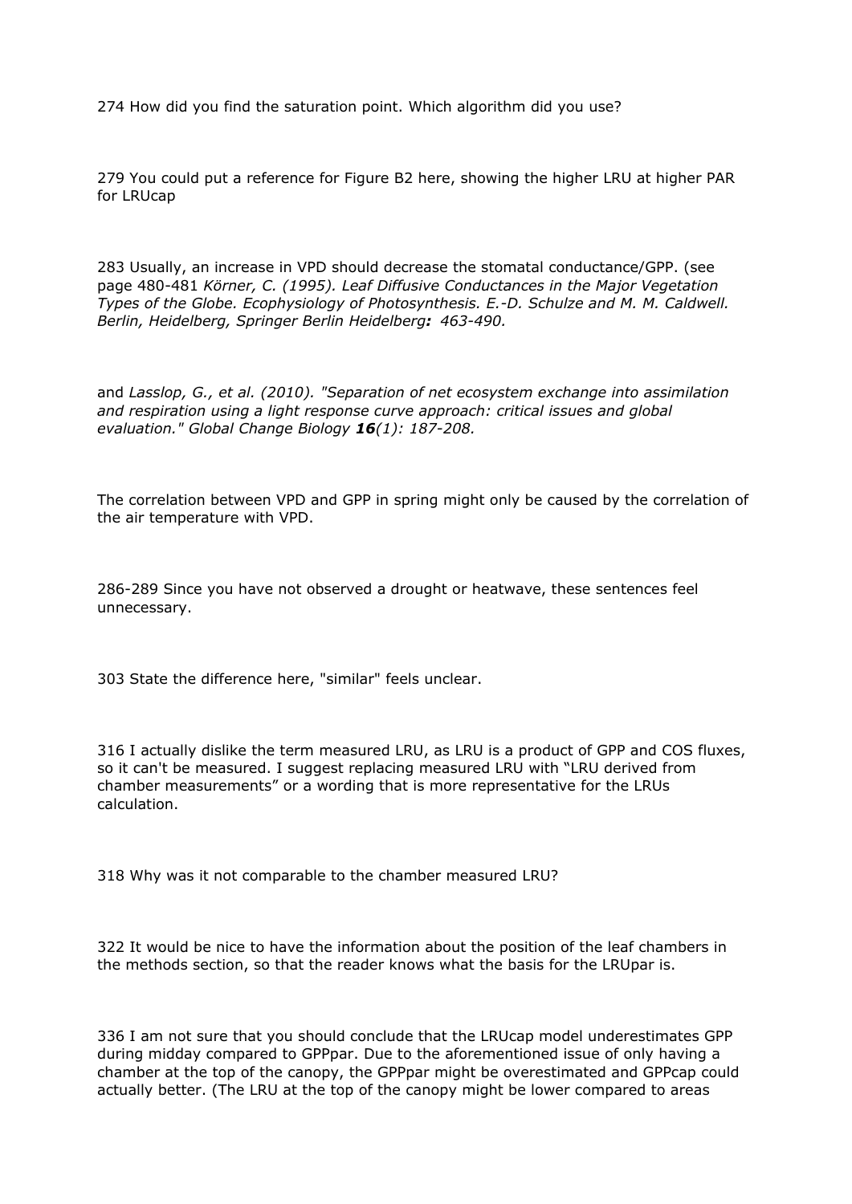274 How did you find the saturation point. Which algorithm did you use?

279 You could put a reference for Figure B2 here, showing the higher LRU at higher PAR for LRUcap

283 Usually, an increase in VPD should decrease the stomatal conductance/GPP. (see page 480-481 *Körner, C. (1995). Leaf Diffusive Conductances in the Major Vegetation Types of the Globe. Ecophysiology of Photosynthesis. E.-D. Schulze and M. M. Caldwell. Berlin, Heidelberg, Springer Berlin Heidelberg**:** 463-490.*

and *Lasslop, G., et al. (2010). "Separation of net ecosystem exchange into assimilation and respiration using a light response curve approach: critical issues and global evaluation." Global Change Biology **16**(1): 187-208.*

The correlation between VPD and GPP in spring might only be caused by the correlation of the air temperature with VPD.

286-289 Since you have not observed a drought or heatwave, these sentences feel unnecessary.

303 State the difference here, "similar" feels unclear.

316 I actually dislike the term measured LRU, as LRU is a product of GPP and COS fluxes, so it can't be measured. I suggest replacing measured LRU with "LRU derived from chamber measurements" or a wording that is more representative for the LRUs calculation.

318 Why was it not comparable to the chamber measured LRU?

322 It would be nice to have the information about the position of the leaf chambers in the methods section, so that the reader knows what the basis for the LRUpar is.

336 I am not sure that you should conclude that the LRUcap model underestimates GPP during midday compared to GPPpar. Due to the aforementioned issue of only having a chamber at the top of the canopy, the GPPpar might be overestimated and GPPcap could actually better. (The LRU at the top of the canopy might be lower compared to areas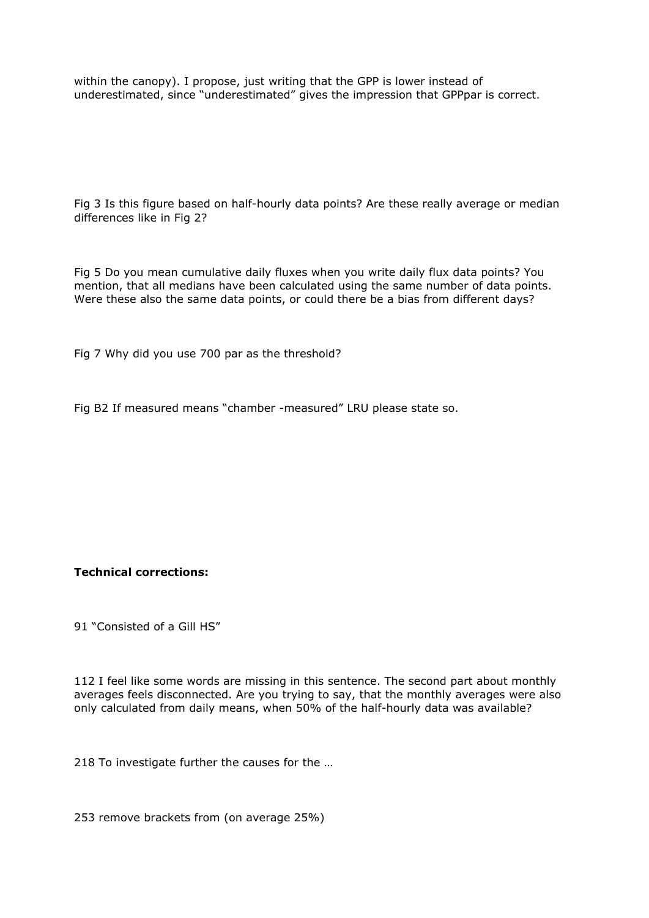within the canopy). I propose, just writing that the GPP is lower instead of underestimated, since "underestimated" gives the impression that GPPpar is correct.

Fig 3 Is this figure based on half-hourly data points? Are these really average or median differences like in Fig 2?

Fig 5 Do you mean cumulative daily fluxes when you write daily flux data points? You mention, that all medians have been calculated using the same number of data points. Were these also the same data points, or could there be a bias from different days?

Fig 7 Why did you use 700 par as the threshold?

Fig B2 If measured means "chamber -measured" LRU please state so.

**Technical corrections:**

91 "Consisted of a Gill HS"

112 I feel like some words are missing in this sentence. The second part about monthly averages feels disconnected. Are you trying to say, that the monthly averages were also only calculated from daily means, when 50% of the half-hourly data was available?

218 To investigate further the causes for the …

253 remove brackets from (on average 25%)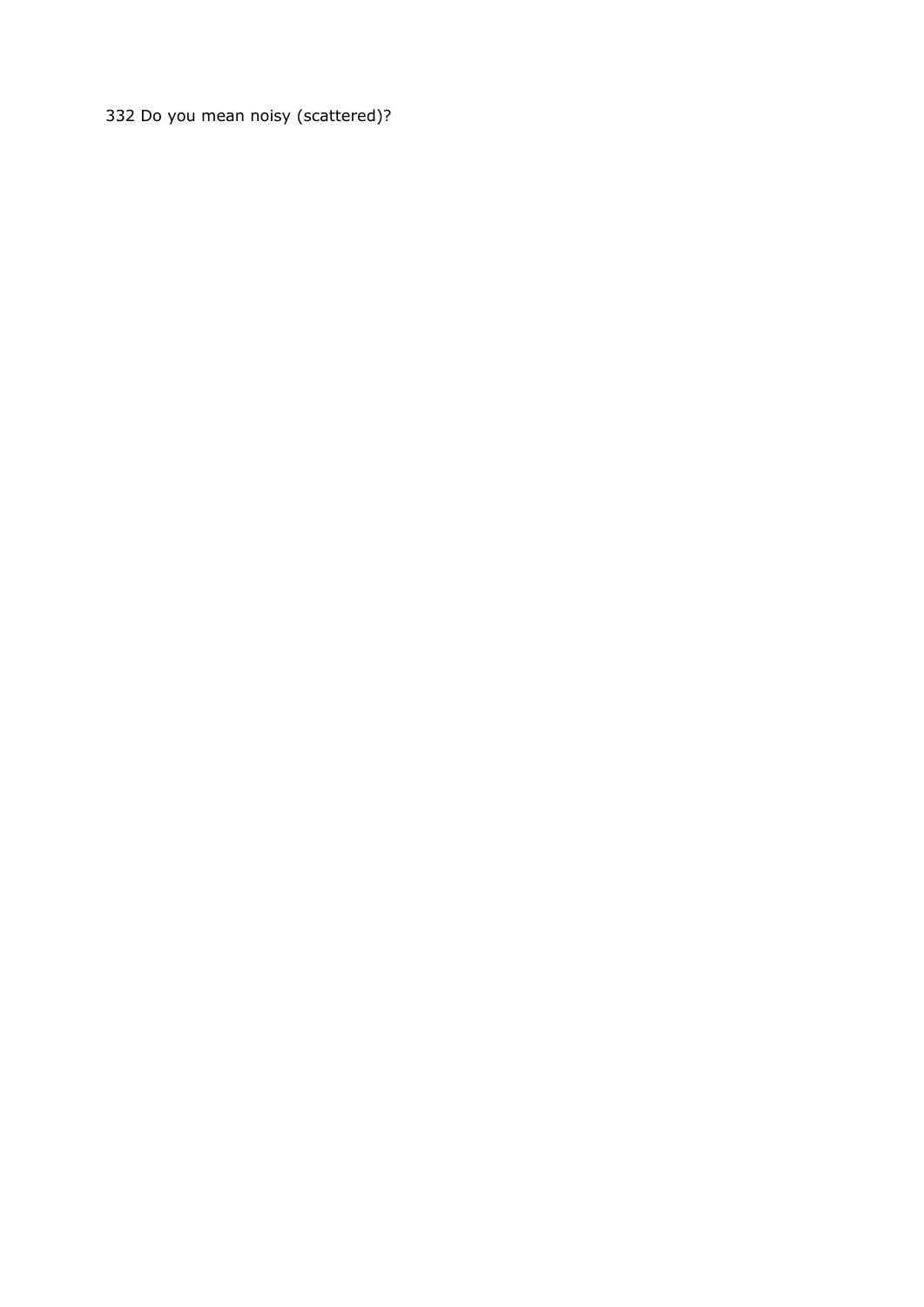332 Do you mean noisy (scattered)?